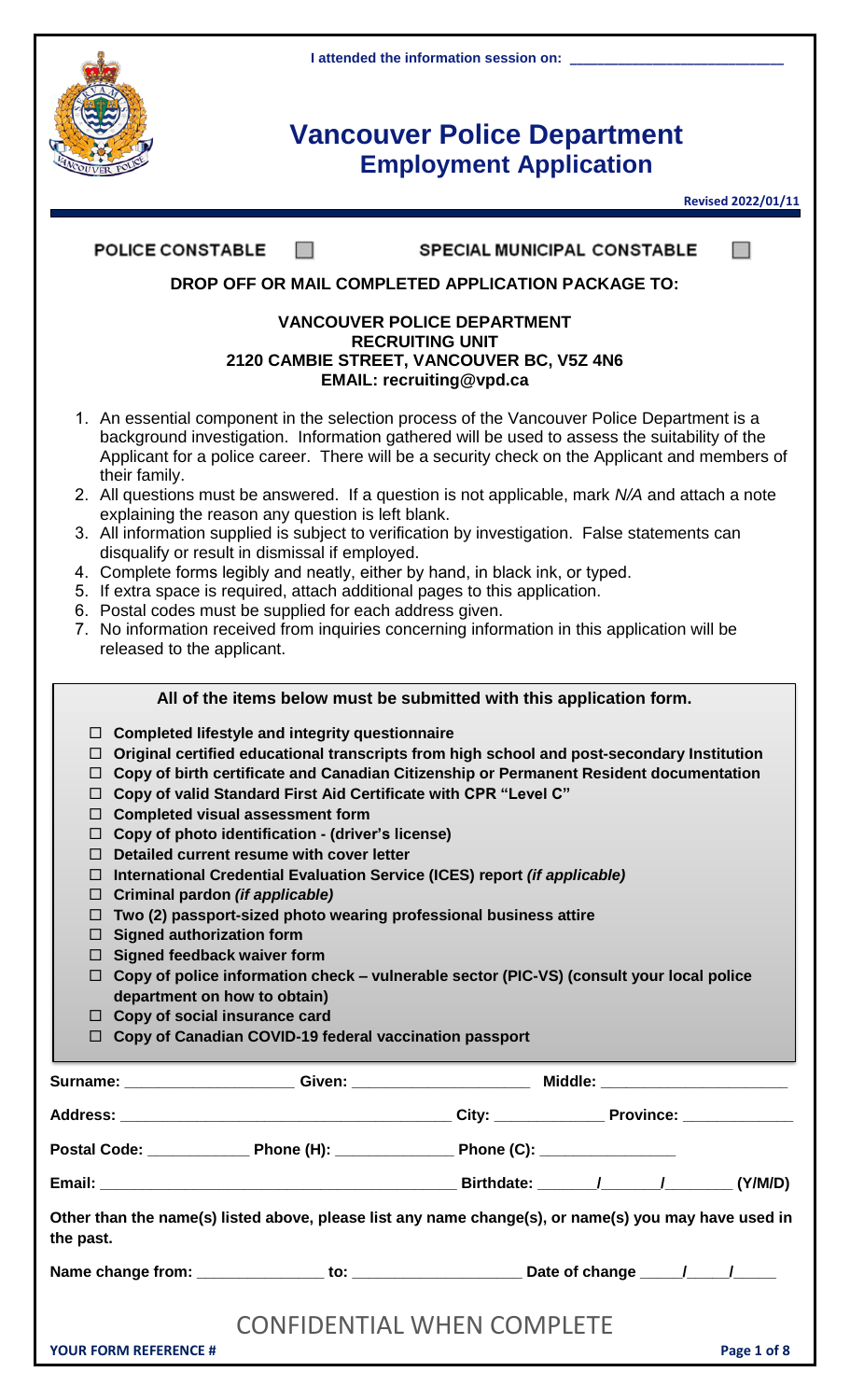I attended the information session on: ___________________________

# Vancouver Police Department
## Employment Application

**Revised 2022/01/11**

**POLICE CONSTABLE** ☐ **SPECIAL MUNICIPAL CONSTABLE** ☐

**DROP OFF OR MAIL COMPLETED APPLICATION PACKAGE TO:**

**VANCOUVER POLICE DEPARTMENT**
**RECRUITING UNIT**
**2120 CAMBIE STREET, VANCOUVER BC, V5Z 4N6**
**EMAIL: recruiting@vpd.ca**

1. An essential component in the selection process of the Vancouver Police Department is a background investigation. Information gathered will be used to assess the suitability of the Applicant for a police career. There will be a security check on the Applicant and members of their family.
2. All questions must be answered. If a question is not applicable, mark *N/A* and attach a note explaining the reason any question is left blank.
3. All information supplied is subject to verification by investigation. False statements can disqualify or result in dismissal if employed.
4. Complete forms legibly and neatly, either by hand, in black ink, or typed.
5. If extra space is required, attach additional pages to this application.
6. Postal codes must be supplied for each address given.
7. No information received from inquiries concerning information in this application will be released to the applicant.

**All of the items below must be submitted with this application form.**

- ☐ **Completed lifestyle and integrity questionnaire**
- ☐ **Original certified educational transcripts from high school and post-secondary Institution**
- ☐ **Copy of birth certificate and Canadian Citizenship or Permanent Resident documentation**
- ☐ **Copy of valid Standard First Aid Certificate with CPR "Level C"**
- ☐ **Completed visual assessment form**
- ☐ **Copy of photo identification - (driver's license)**
- ☐ **Detailed current resume with cover letter**
- ☐ **International Credential Evaluation Service (ICES) report *(if applicable)***
- ☐ **Criminal pardon *(if applicable)***
- ☐ **Two (2) passport-sized photo wearing professional business attire**
- ☐ **Signed authorization form**
- ☐ **Signed feedback waiver form**
- ☐ **Copy of police information check – vulnerable sector (PIC-VS) (consult your local police department on how to obtain)**
- ☐ **Copy of social insurance card**
- ☐ **Copy of Canadian COVID-19 federal vaccination passport**

**Surname:** ___________________ **Given:** ___________________ **Middle:** ___________________

**Address:** ____________________________________ **City:** ____________ **Province:** ____________

**Postal Code:** ____________ **Phone (H):** ______________ **Phone (C):** ________________

**Email:** ________________________________________ **Birthdate:** _______/_______/________ **(Y/M/D)**

**Other than the name(s) listed above, please list any name change(s), or name(s) you may have used in the past.**

**Name change from:** _______________ **to:** ___________________ **Date of change** _____/_____/_____

CONFIDENTIAL WHEN COMPLETE

**YOUR FORM REFERENCE #**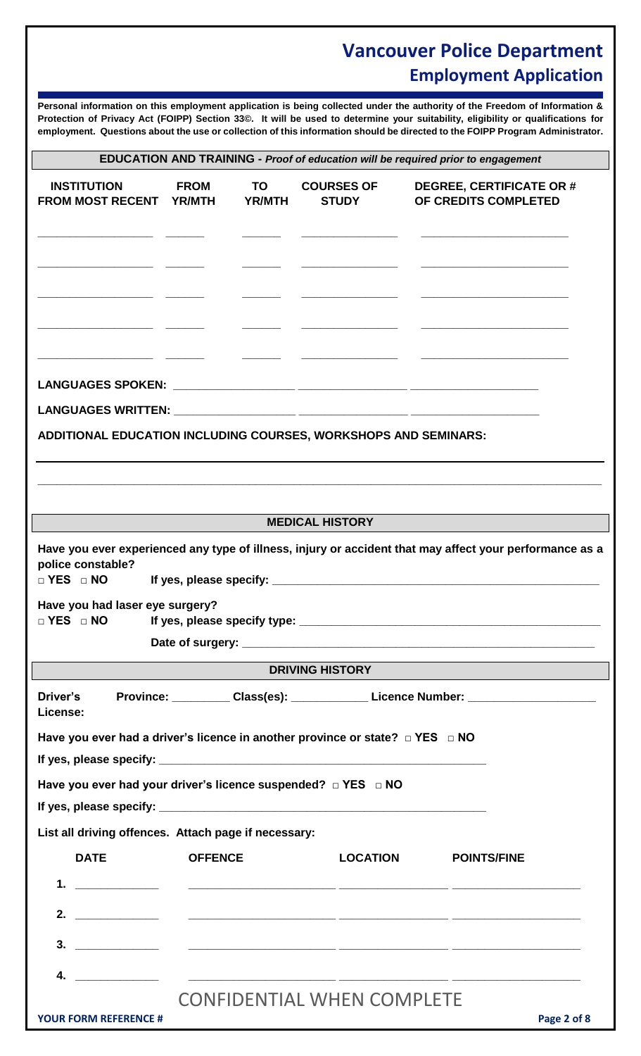# Vancouver Police Department
## Employment Application

**Personal information on this employment application is being collected under the authority of the Freedom of Information & Protection of Privacy Act (FOIPP) Section 33©. It will be used to determine your suitability, eligibility or qualifications for employment. Questions about the use or collection of this information should be directed to the FOIPP Program Administrator.**

### EDUCATION AND TRAINING - *Proof of education will be required prior to engagement*

| INSTITUTION FROM MOST RECENT | FROM YR/MTH | TO YR/MTH | COURSES OF STUDY | DEGREE, CERTIFICATE OR # OF CREDITS COMPLETED |
|---|---|---|---|---|
| ___________________ | ______ | ______ | _______________ | _______________________ |
| ___________________ | ______ | ______ | _______________ | _______________________ |
| ___________________ | ______ | ______ | _______________ | _______________________ |
| ___________________ | ______ | ______ | _______________ | _______________________ |
| ___________________ | ______ | ______ | _______________ | _______________________ |

**LANGUAGES SPOKEN:** ___________________ _________________ ____________________

**LANGUAGES WRITTEN:** ___________________ _________________ ____________________

**ADDITIONAL EDUCATION INCLUDING COURSES, WORKSHOPS AND SEMINARS:**

_____________________________________________________________________________________

_____________________________________________________________________________________

### MEDICAL HISTORY

**Have you ever experienced any type of illness, injury or accident that may affect your performance as a police constable?**

**□ YES □ NO** **If yes, please specify:** ____________________________________________

**Have you had laser eye surgery?**

**□ YES □ NO** **If yes, please specify type:** ____________________________________________

**Date of surgery:** ____________________________________________

### DRIVING HISTORY

**Driver's License:** **Province:** _________ **Class(es):** ____________ **Licence Number:** ___________________

**Have you ever had a driver's licence in another province or state? □ YES □ NO**

**If yes, please specify:** ____________________________________________

**Have you ever had your driver's licence suspended? □ YES □ NO**

**If yes, please specify:** ____________________________________________

**List all driving offences. Attach page if necessary:**

| | DATE | OFFENCE | LOCATION | POINTS/FINE |
|---|---|---|---|---|
| 1. | _____________ | ______________________ | ________________ | ___________________ |
| 2. | _____________ | ______________________ | ________________ | ___________________ |
| 3. | _____________ | ______________________ | ________________ | ___________________ |
| 4. | _____________ | ______________________ | ________________ | ___________________ |

CONFIDENTIAL WHEN COMPLETE

**YOUR FORM REFERENCE #**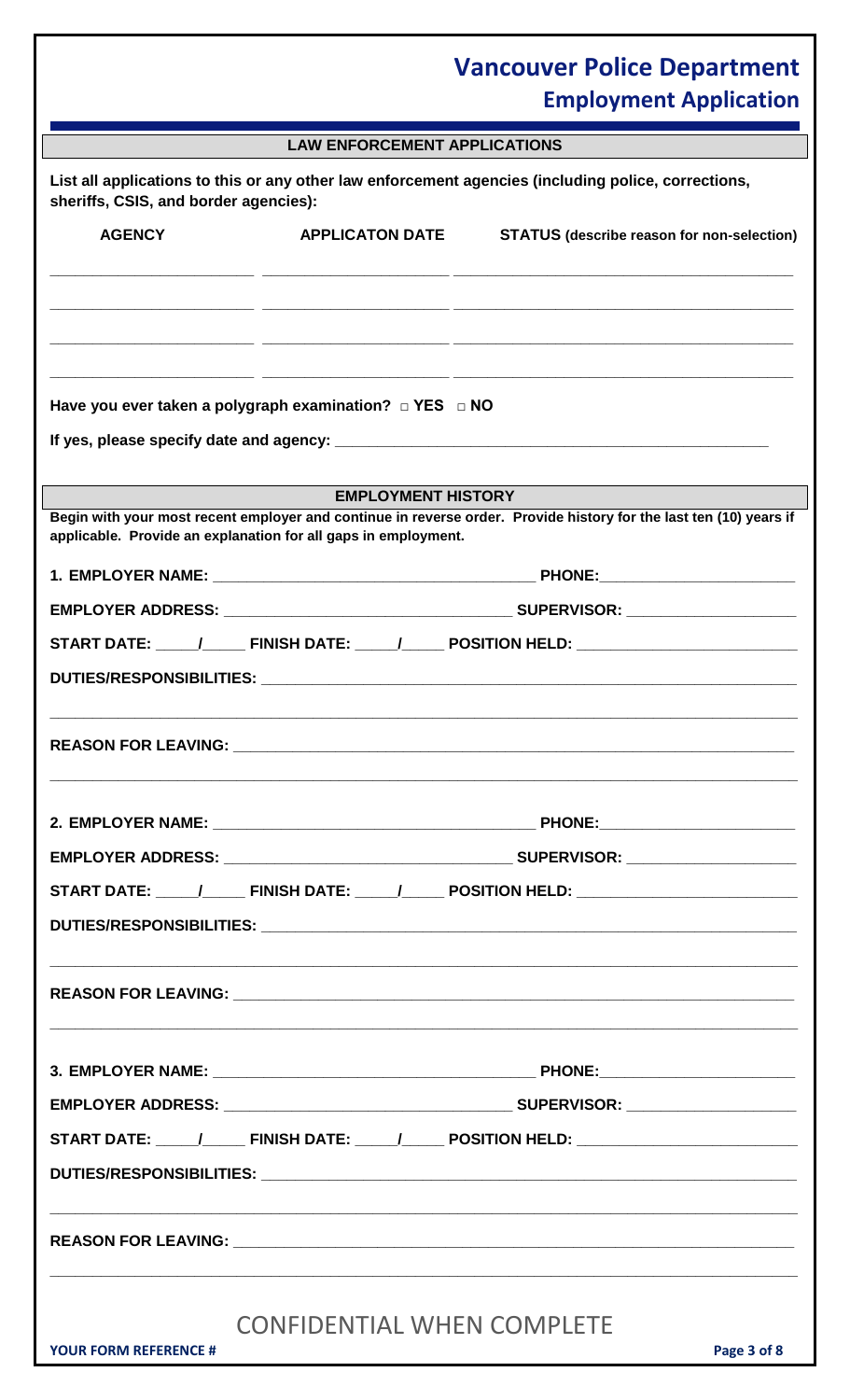# Vancouver Police Department
## Employment Application

### LAW ENFORCEMENT APPLICATIONS

**List all applications to this or any other law enforcement agencies (including police, corrections, sheriffs, CSIS, and border agencies):**

| AGENCY | APPLICATON DATE | STATUS (describe reason for non-selection) |
|---|---|---|
| | | |
| | | |
| | | |
| | | |

**Have you ever taken a polygraph examination?** □ **YES** □ **NO**

**If yes, please specify date and agency:** ___________________________________________

### EMPLOYMENT HISTORY

**Begin with your most recent employer and continue in reverse order. Provide history for the last ten (10) years if applicable. Provide an explanation for all gaps in employment.**

**1. EMPLOYER NAME:** ______________________________ **PHONE:** ____________________

**EMPLOYER ADDRESS:** ___________________________ **SUPERVISOR:** _________________

**START DATE:** ____/____ **FINISH DATE:** ____/____ **POSITION HELD:** ____________________

**DUTIES/RESPONSIBILITIES:** ___________________________________________________

_______________________________________________________________________________

**REASON FOR LEAVING:** ______________________________________________________

_______________________________________________________________________________

**2. EMPLOYER NAME:** ______________________________ **PHONE:** ____________________

**EMPLOYER ADDRESS:** ___________________________ **SUPERVISOR:** _________________

**START DATE:** ____/____ **FINISH DATE:** ____/____ **POSITION HELD:** ____________________

**DUTIES/RESPONSIBILITIES:** ___________________________________________________

_______________________________________________________________________________

**REASON FOR LEAVING:** ______________________________________________________

_______________________________________________________________________________

**3. EMPLOYER NAME:** ______________________________ **PHONE:** ____________________

**EMPLOYER ADDRESS:** ___________________________ **SUPERVISOR:** _________________

**START DATE:** ____/____ **FINISH DATE:** ____/____ **POSITION HELD:** ____________________

**DUTIES/RESPONSIBILITIES:** ___________________________________________________

_______________________________________________________________________________

**REASON FOR LEAVING:** ______________________________________________________

_______________________________________________________________________________

CONFIDENTIAL WHEN COMPLETE

**YOUR FORM REFERENCE #**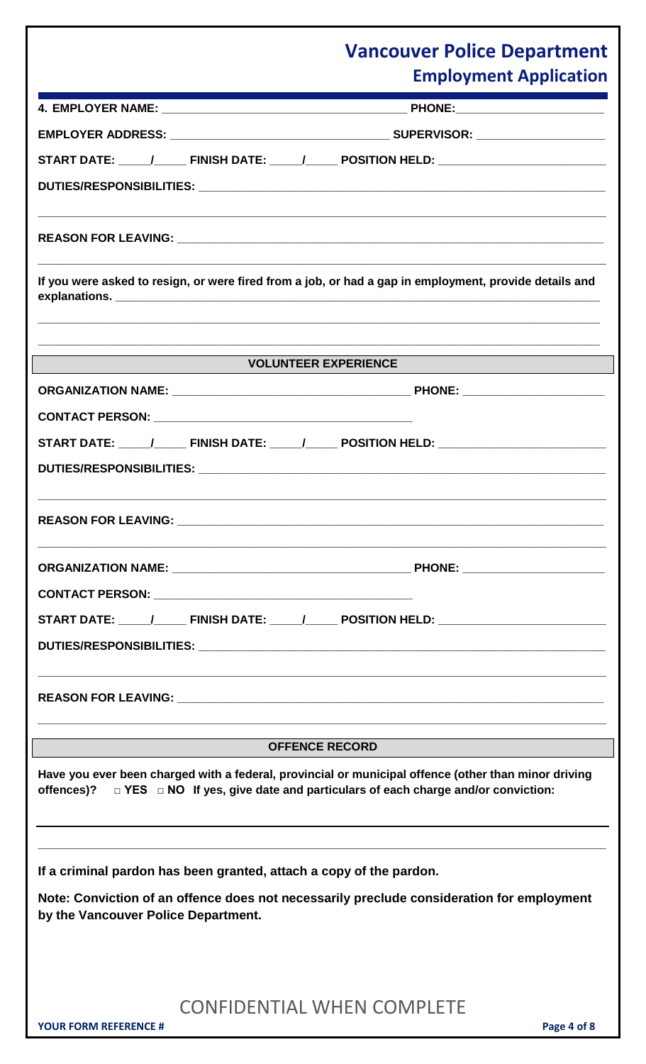# Vancouver Police Department
## Employment Application

**4. EMPLOYER NAME:** ________________________________ **PHONE:** ____________________

**EMPLOYER ADDRESS:** ____________________________ **SUPERVISOR:** __________________

**START DATE:** _____/_____ **FINISH DATE:** _____/_____ **POSITION HELD:** ____________________

**DUTIES/RESPONSIBILITIES:** ________________________________________________________

_____________________________________________________________________________________

**REASON FOR LEAVING:** ____________________________________________________________

_____________________________________________________________________________________

**If you were asked to resign, or were fired from a job, or had a gap in employment, provide details and explanations.** ____________________________________________________________

_____________________________________________________________________________________

_____________________________________________________________________________________

### VOLUNTEER EXPERIENCE

**ORGANIZATION NAME:** ________________________________ **PHONE:** ____________________

**CONTACT PERSON:** ____________________________________

**START DATE:** _____/_____ **FINISH DATE:** _____/_____ **POSITION HELD:** ____________________

**DUTIES/RESPONSIBILITIES:** ________________________________________________________

_____________________________________________________________________________________

**REASON FOR LEAVING:** ____________________________________________________________

_____________________________________________________________________________________

**ORGANIZATION NAME:** ________________________________ **PHONE:** ____________________

**CONTACT PERSON:** ____________________________________

**START DATE:** _____/_____ **FINISH DATE:** _____/_____ **POSITION HELD:** ____________________

**DUTIES/RESPONSIBILITIES:** ________________________________________________________

_____________________________________________________________________________________

**REASON FOR LEAVING:** ____________________________________________________________

_____________________________________________________________________________________

### OFFENCE RECORD

**Have you ever been charged with a federal, provincial or municipal offence (other than minor driving offences)?** □ **YES** □ **NO** **If yes, give date and particulars of each charge and/or conviction:**

_____________________________________________________________________________________

_____________________________________________________________________________________

**If a criminal pardon has been granted, attach a copy of the pardon.**

**Note: Conviction of an offence does not necessarily preclude consideration for employment by the Vancouver Police Department.**

CONFIDENTIAL WHEN COMPLETE

**YOUR FORM REFERENCE #**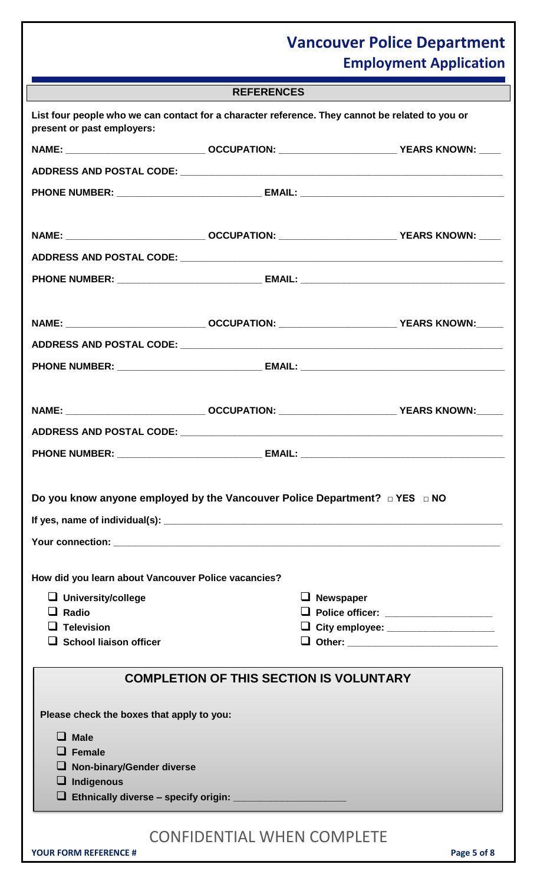# Vancouver Police Department
## Employment Application

### REFERENCES

**List four people who we can contact for a character reference. They cannot be related to you or present or past employers:**

**NAME:** _________________________ **OCCUPATION:** _____________________ **YEARS KNOWN:** ____

**ADDRESS AND POSTAL CODE:** ______________________________________________________________

**PHONE NUMBER:** __________________________ **EMAIL:** _____________________________________

**NAME:** _________________________ **OCCUPATION:** _____________________ **YEARS KNOWN:** ____

**ADDRESS AND POSTAL CODE:** ______________________________________________________________

**PHONE NUMBER:** __________________________ **EMAIL:** _____________________________________

**NAME:** _________________________ **OCCUPATION:** _____________________ **YEARS KNOWN:** _____

**ADDRESS AND POSTAL CODE:** ______________________________________________________________

**PHONE NUMBER:** __________________________ **EMAIL:** _____________________________________

**NAME:** _________________________ **OCCUPATION:** _____________________ **YEARS KNOWN:** _____

**ADDRESS AND POSTAL CODE:** ______________________________________________________________

**PHONE NUMBER:** __________________________ **EMAIL:** _____________________________________

**Do you know anyone employed by the Vancouver Police Department?** □ **YES** □ **NO**

**If yes, name of individual(s):** ______________________________________________________________

**Your connection:** __________________________________________________________________________

**How did you learn about Vancouver Police vacancies?**

- ☐ **University/college**
- ☐ **Radio**
- ☐ **Television**
- ☐ **School liaison officer**
- ☐ **Newspaper**
- ☐ **Police officer:** ___________________
- ☐ **City employee:** ___________________
- ☐ **Other:** ___________________________

### COMPLETION OF THIS SECTION IS VOLUNTARY

**Please check the boxes that apply to you:**

- ☐ **Male**
- ☐ **Female**
- ☐ **Non-binary/Gender diverse**
- ☐ **Indigenous**
- ☐ **Ethnically diverse – specify origin:** ____________________

CONFIDENTIAL WHEN COMPLETE

**YOUR FORM REFERENCE #**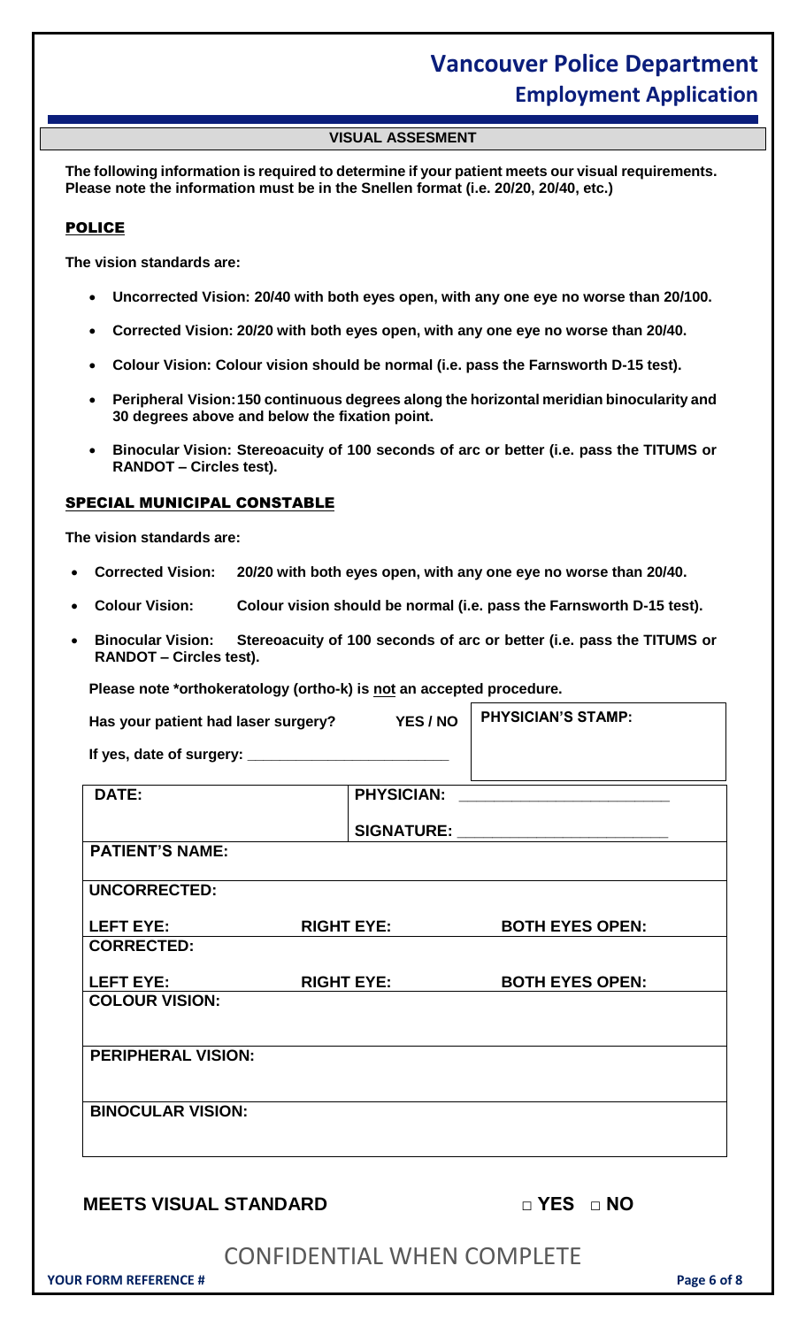## VISUAL ASSESMENT

**The following information is required to determine if your patient meets our visual requirements. Please note the information must be in the Snellen format (i.e. 20/20, 20/40, etc.)**

### POLICE

**The vision standards are:**

- **Uncorrected Vision: 20/40 with both eyes open, with any one eye no worse than 20/100.**
- **Corrected Vision: 20/20 with both eyes open, with any one eye no worse than 20/40.**
- **Colour Vision: Colour vision should be normal (i.e. pass the Farnsworth D-15 test).**
- **Peripheral Vision: 150 continuous degrees along the horizontal meridian binocularity and 30 degrees above and below the fixation point.**
- **Binocular Vision: Stereoacuity of 100 seconds of arc or better (i.e. pass the TITUMS or RANDOT – Circles test).**

### SPECIAL MUNICIPAL CONSTABLE

**The vision standards are:**

- **Corrected Vision: 20/20 with both eyes open, with any one eye no worse than 20/40.**
- **Colour Vision: Colour vision should be normal (i.e. pass the Farnsworth D-15 test).**
- **Binocular Vision: Stereoacuity of 100 seconds of arc or better (i.e. pass the TITUMS or RANDOT – Circles test).**

**Please note *orthokeratology (ortho-k) is not an accepted procedure.**

**Has your patient had laser surgery? YES / NO**

**If yes, date of surgery: ______________________**

**PHYSICIAN'S STAMP:**

| | | |
|---|---|---|
| **DATE:** | **PHYSICIAN:** ______________________ **SIGNATURE:** ______________________ | |
| **PATIENT'S NAME:** | | |
| **UNCORRECTED:** | | |
| **LEFT EYE:** | **RIGHT EYE:** | **BOTH EYES OPEN:** |
| **CORRECTED:** | | |
| **LEFT EYE:** | **RIGHT EYE:** | **BOTH EYES OPEN:** |
| **COLOUR VISION:** | | |
| **PERIPHERAL VISION:** | | |
| **BINOCULAR VISION:** | | |

**MEETS VISUAL STANDARD** □ **YES** □ **NO**

CONFIDENTIAL WHEN COMPLETE

**YOUR FORM REFERENCE #**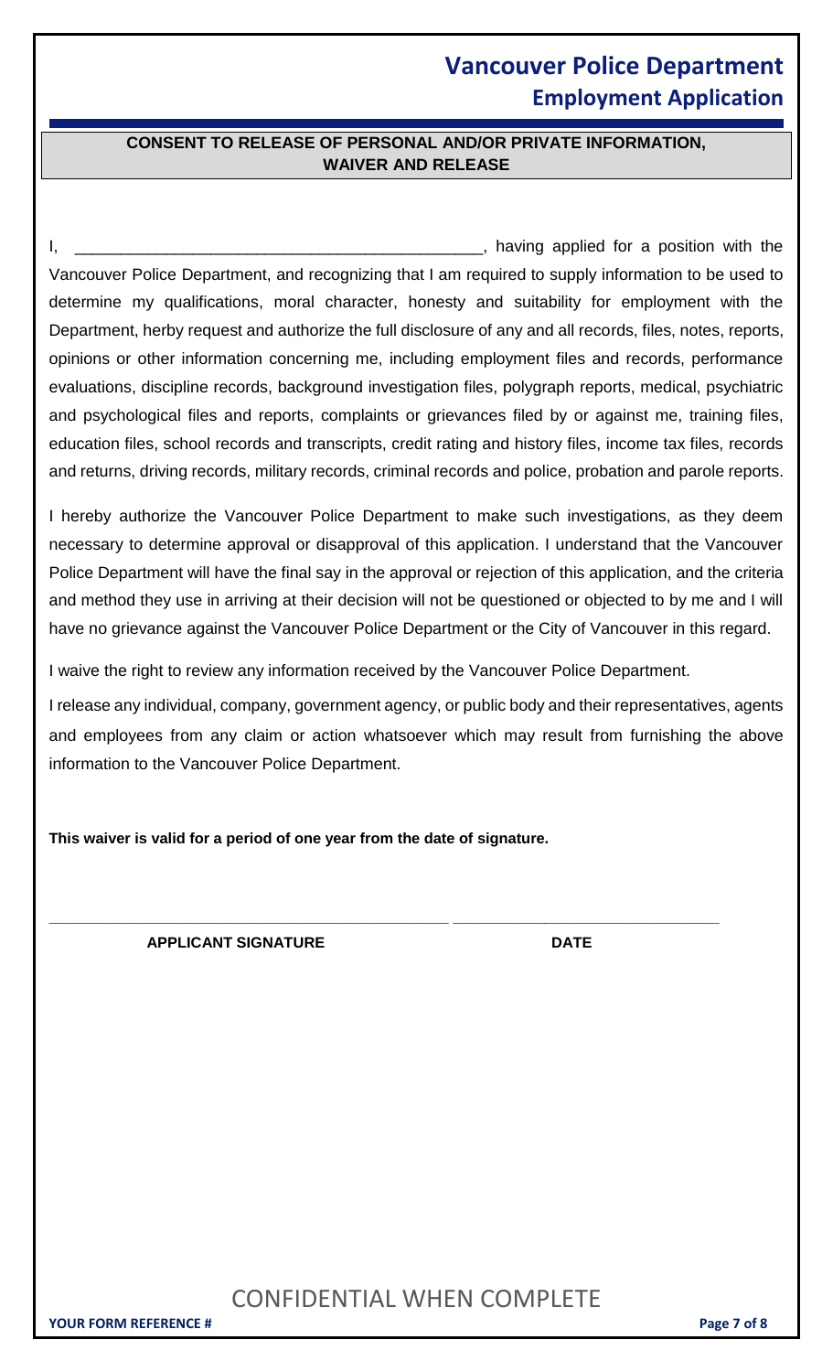# Vancouver Police Department
## Employment Application

### CONSENT TO RELEASE OF PERSONAL AND/OR PRIVATE INFORMATION, WAIVER AND RELEASE

I, _____________________________________________, having applied for a position with the Vancouver Police Department, and recognizing that I am required to supply information to be used to determine my qualifications, moral character, honesty and suitability for employment with the Department, herby request and authorize the full disclosure of any and all records, files, notes, reports, opinions or other information concerning me, including employment files and records, performance evaluations, discipline records, background investigation files, polygraph reports, medical, psychiatric and psychological files and reports, complaints or grievances filed by or against me, training files, education files, school records and transcripts, credit rating and history files, income tax files, records and returns, driving records, military records, criminal records and police, probation and parole reports.

I hereby authorize the Vancouver Police Department to make such investigations, as they deem necessary to determine approval or disapproval of this application. I understand that the Vancouver Police Department will have the final say in the approval or rejection of this application, and the criteria and method they use in arriving at their decision will not be questioned or objected to by me and I will have no grievance against the Vancouver Police Department or the City of Vancouver in this regard.

I waive the right to review any information received by the Vancouver Police Department.

I release any individual, company, government agency, or public body and their representatives, agents and employees from any claim or action whatsoever which may result from furnishing the above information to the Vancouver Police Department.

**This waiver is valid for a period of one year from the date of signature.**

_____________________________________________ ______________________________

**APPLICANT SIGNATURE** **DATE**

CONFIDENTIAL WHEN COMPLETE

**YOUR FORM REFERENCE #**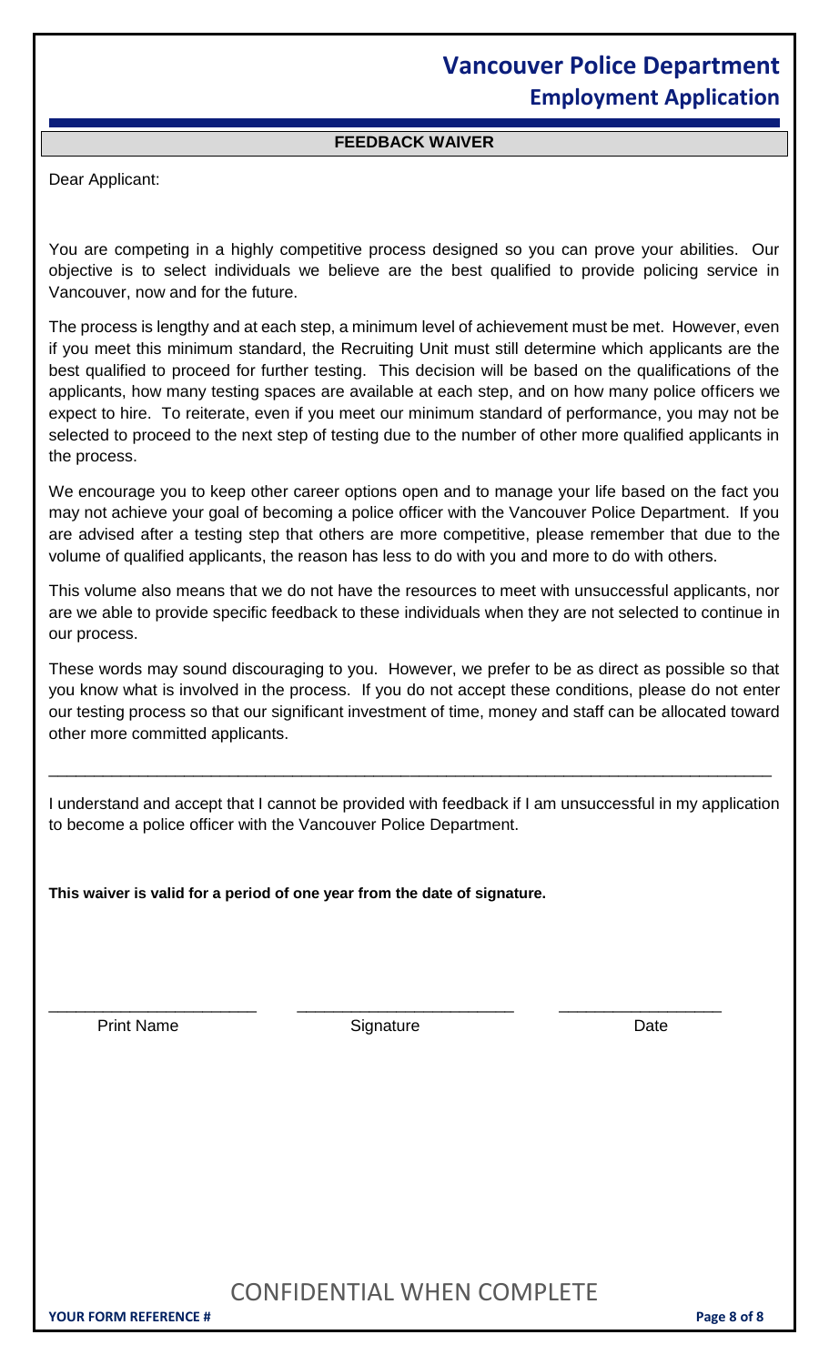# Vancouver Police Department
## Employment Application

### FEEDBACK WAIVER

Dear Applicant:

You are competing in a highly competitive process designed so you can prove your abilities. Our objective is to select individuals we believe are the best qualified to provide policing service in Vancouver, now and for the future.

The process is lengthy and at each step, a minimum level of achievement must be met. However, even if you meet this minimum standard, the Recruiting Unit must still determine which applicants are the best qualified to proceed for further testing. This decision will be based on the qualifications of the applicants, how many testing spaces are available at each step, and on how many police officers we expect to hire. To reiterate, even if you meet our minimum standard of performance, you may not be selected to proceed to the next step of testing due to the number of other more qualified applicants in the process.

We encourage you to keep other career options open and to manage your life based on the fact you may not achieve your goal of becoming a police officer with the Vancouver Police Department. If you are advised after a testing step that others are more competitive, please remember that due to the volume of qualified applicants, the reason has less to do with you and more to do with others.

This volume also means that we do not have the resources to meet with unsuccessful applicants, nor are we able to provide specific feedback to these individuals when they are not selected to continue in our process.

These words may sound discouraging to you. However, we prefer to be as direct as possible so that you know what is involved in the process. If you do not accept these conditions, please do not enter our testing process so that our significant investment of time, money and staff can be allocated toward other more committed applicants.

---

I understand and accept that I cannot be provided with feedback if I am unsuccessful in my application to become a police officer with the Vancouver Police Department.

**This waiver is valid for a period of one year from the date of signature.**

| | | |
|---|---|---|
| _______________________ | _______________________ | _________________ |
| Print Name | Signature | Date |

CONFIDENTIAL WHEN COMPLETE

**YOUR FORM REFERENCE #**